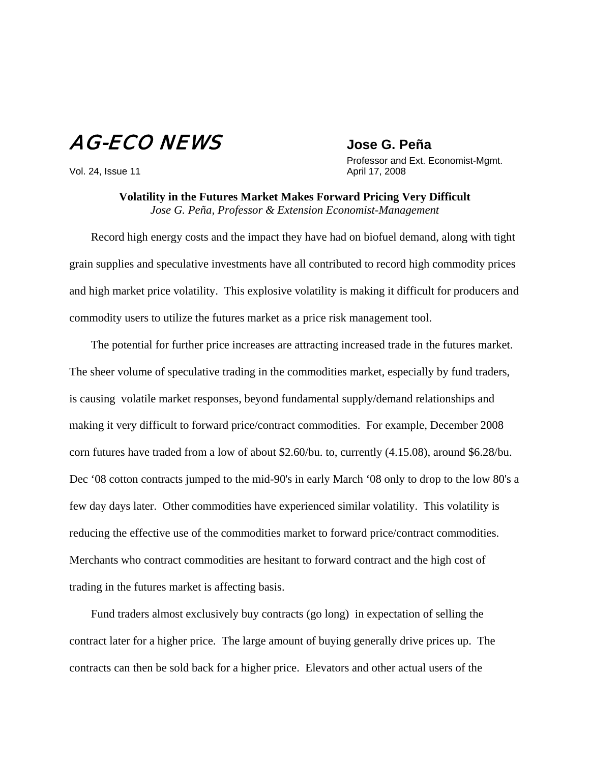# AG-ECO NEWS

Vol. 24, Issue 11

**Jose G. Peña**

Professor and Ext. Economist-Mgmt.
April 17, 2008

## Volatility in the Futures Market Makes Forward Pricing Very Difficult

*Jose G. Peña, Professor & Extension Economist-Management*

Record high energy costs and the impact they have had on biofuel demand, along with tight grain supplies and speculative investments have all contributed to record high commodity prices and high market price volatility. This explosive volatility is making it difficult for producers and commodity users to utilize the futures market as a price risk management tool.

The potential for further price increases are attracting increased trade in the futures market. The sheer volume of speculative trading in the commodities market, especially by fund traders, is causing volatile market responses, beyond fundamental supply/demand relationships and making it very difficult to forward price/contract commodities. For example, December 2008 corn futures have traded from a low of about $2.60/bu. to, currently (4.15.08), around $6.28/bu. Dec '08 cotton contracts jumped to the mid-90's in early March '08 only to drop to the low 80's a few day days later. Other commodities have experienced similar volatility. This volatility is reducing the effective use of the commodities market to forward price/contract commodities. Merchants who contract commodities are hesitant to forward contract and the high cost of trading in the futures market is affecting basis.

Fund traders almost exclusively buy contracts (go long) in expectation of selling the contract later for a higher price. The large amount of buying generally drive prices up. The contracts can then be sold back for a higher price. Elevators and other actual users of the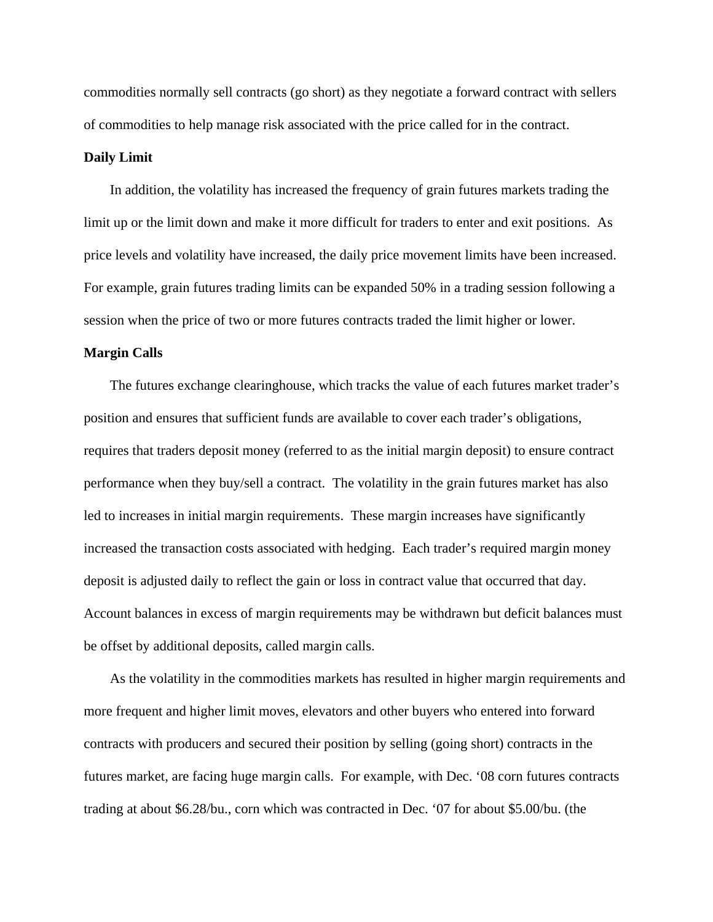commodities normally sell contracts (go short) as they negotiate a forward contract with sellers of commodities to help manage risk associated with the price called for in the contract.

**Daily Limit**

In addition, the volatility has increased the frequency of grain futures markets trading the limit up or the limit down and make it more difficult for traders to enter and exit positions. As price levels and volatility have increased, the daily price movement limits have been increased. For example, grain futures trading limits can be expanded 50% in a trading session following a session when the price of two or more futures contracts traded the limit higher or lower.

**Margin Calls**

The futures exchange clearinghouse, which tracks the value of each futures market trader's position and ensures that sufficient funds are available to cover each trader's obligations, requires that traders deposit money (referred to as the initial margin deposit) to ensure contract performance when they buy/sell a contract. The volatility in the grain futures market has also led to increases in initial margin requirements. These margin increases have significantly increased the transaction costs associated with hedging. Each trader's required margin money deposit is adjusted daily to reflect the gain or loss in contract value that occurred that day. Account balances in excess of margin requirements may be withdrawn but deficit balances must be offset by additional deposits, called margin calls.

As the volatility in the commodities markets has resulted in higher margin requirements and more frequent and higher limit moves, elevators and other buyers who entered into forward contracts with producers and secured their position by selling (going short) contracts in the futures market, are facing huge margin calls. For example, with Dec. '08 corn futures contracts trading at about $6.28/bu., corn which was contracted in Dec. '07 for about $5.00/bu. (the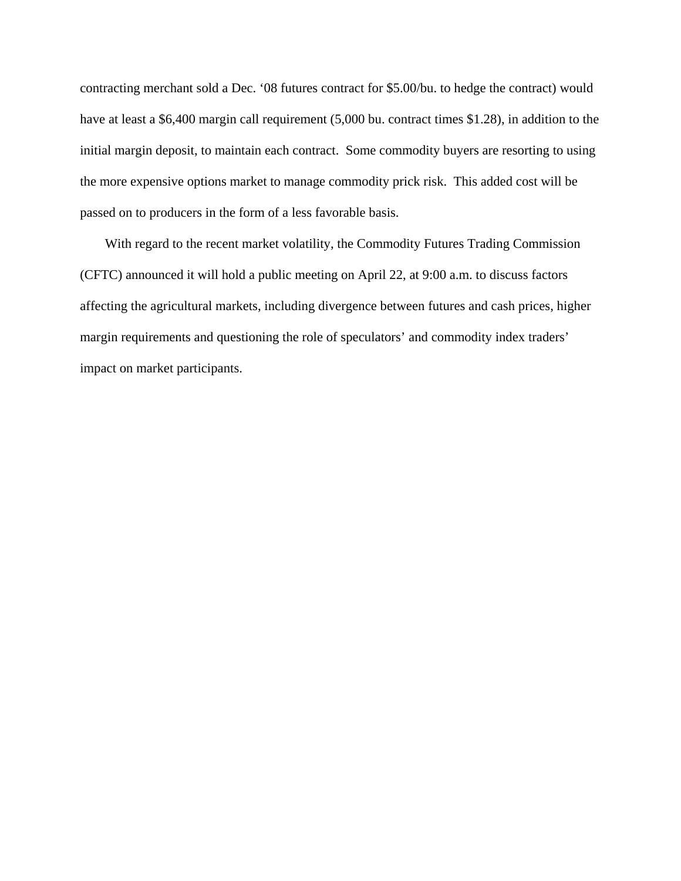contracting merchant sold a Dec. '08 futures contract for $5.00/bu. to hedge the contract) would have at least a $6,400 margin call requirement (5,000 bu. contract times $1.28), in addition to the initial margin deposit, to maintain each contract. Some commodity buyers are resorting to using the more expensive options market to manage commodity prick risk. This added cost will be passed on to producers in the form of a less favorable basis.

With regard to the recent market volatility, the Commodity Futures Trading Commission (CFTC) announced it will hold a public meeting on April 22, at 9:00 a.m. to discuss factors affecting the agricultural markets, including divergence between futures and cash prices, higher margin requirements and questioning the role of speculators' and commodity index traders' impact on market participants.